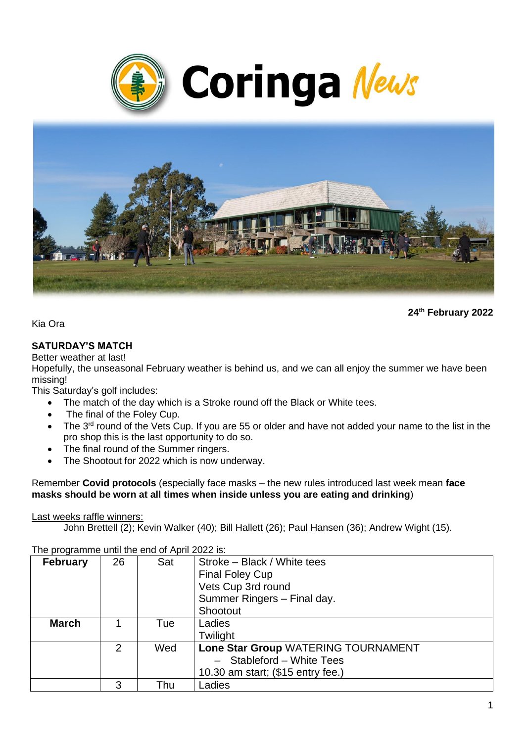# Coringa News

**24th February 2022**

Kia Ora

**SATURDAY'S MATCH**

Better weather at last!

Hopefully, the unseasonal February weather is behind us, and we can all enjoy the summer we have been missing!

This Saturday's golf includes:

- The match of the day which is a Stroke round off the Black or White tees.
- The final of the Foley Cup.
- The 3rd round of the Vets Cup. If you are 55 or older and have not added your name to the list in the pro shop this is the last opportunity to do so.
- The final round of the Summer ringers.
- The Shootout for 2022 which is now underway.

Remember **Covid protocols** (especially face masks – the new rules introduced last week mean **face masks should be worn at all times when inside unless you are eating and drinking**)

Last weeks raffle winners:

John Brettell (2); Kevin Walker (40); Bill Hallett (26); Paul Hansen (36); Andrew Wight (15).

The programme until the end of April 2022 is:

| **February** | 26 | Sat | Stroke – Black / White tees<br>Final Foley Cup<br>Vets Cup 3rd round<br>Summer Ringers – Final day.<br>Shootout |
|---|---|---|---|
| **March** | 1 | Tue | Ladies<br>Twilight |
| | 2 | Wed | **Lone Star Group** WATERING TOURNAMENT<br>– Stableford – White Tees<br>10.30 am start; ($15 entry fee.) |
| | 3 | Thu | Ladies |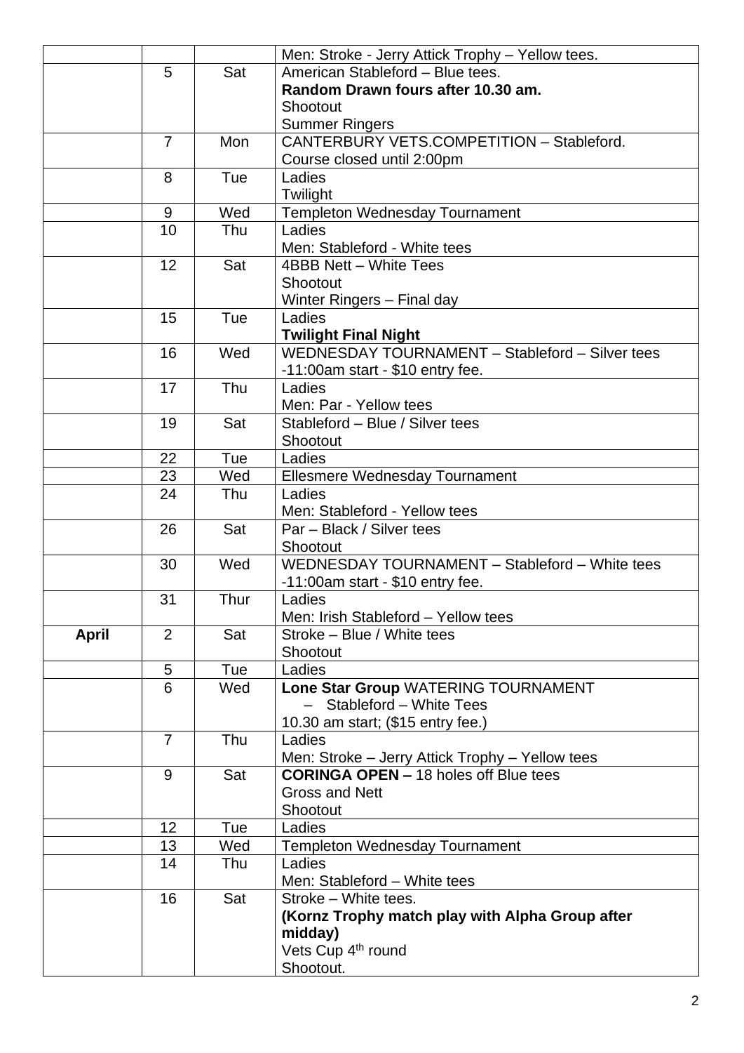| | | | |
|---|---|---|---|
| | | | Men: Stroke - Jerry Attick Trophy – Yellow tees. |
| | 5 | Sat | American Stableford – Blue tees.<br>**Random Drawn fours after 10.30 am.**<br>Shootout<br>Summer Ringers |
| | 7 | Mon | CANTERBURY VETS.COMPETITION – Stableford.<br>Course closed until 2:00pm |
| | 8 | Tue | Ladies<br>Twilight |
| | 9 | Wed | Templeton Wednesday Tournament |
| | 10 | Thu | Ladies<br>Men: Stableford - White tees |
| | 12 | Sat | 4BBB Nett – White Tees<br>Shootout<br>Winter Ringers – Final day |
| | 15 | Tue | Ladies<br>**Twilight Final Night** |
| | 16 | Wed | WEDNESDAY TOURNAMENT – Stableford – Silver tees<br>-11:00am start - $10 entry fee. |
| | 17 | Thu | Ladies<br>Men: Par - Yellow tees |
| | 19 | Sat | Stableford – Blue / Silver tees<br>Shootout |
| | 22 | Tue | Ladies |
| | 23 | Wed | Ellesmere Wednesday Tournament |
| | 24 | Thu | Ladies<br>Men: Stableford - Yellow tees |
| | 26 | Sat | Par – Black / Silver tees<br>Shootout |
| | 30 | Wed | WEDNESDAY TOURNAMENT – Stableford – White tees<br>-11:00am start - $10 entry fee. |
| | 31 | Thur | Ladies<br>Men: Irish Stableford – Yellow tees |
| **April** | 2 | Sat | Stroke – Blue / White tees<br>Shootout |
| | 5 | Tue | Ladies |
| | 6 | Wed | **Lone Star Group** WATERING TOURNAMENT<br>– Stableford – White Tees<br>10.30 am start; ($15 entry fee.) |
| | 7 | Thu | Ladies<br>Men: Stroke – Jerry Attick Trophy – Yellow tees |
| | 9 | Sat | **CORINGA OPEN –** 18 holes off Blue tees<br>Gross and Nett<br>Shootout |
| | 12 | Tue | Ladies |
| | 13 | Wed | Templeton Wednesday Tournament |
| | 14 | Thu | Ladies<br>Men: Stableford – White tees |
| | 16 | Sat | Stroke – White tees.<br>**(Kornz Trophy match play with Alpha Group after midday)**<br>Vets Cup 4th round<br>Shootout. |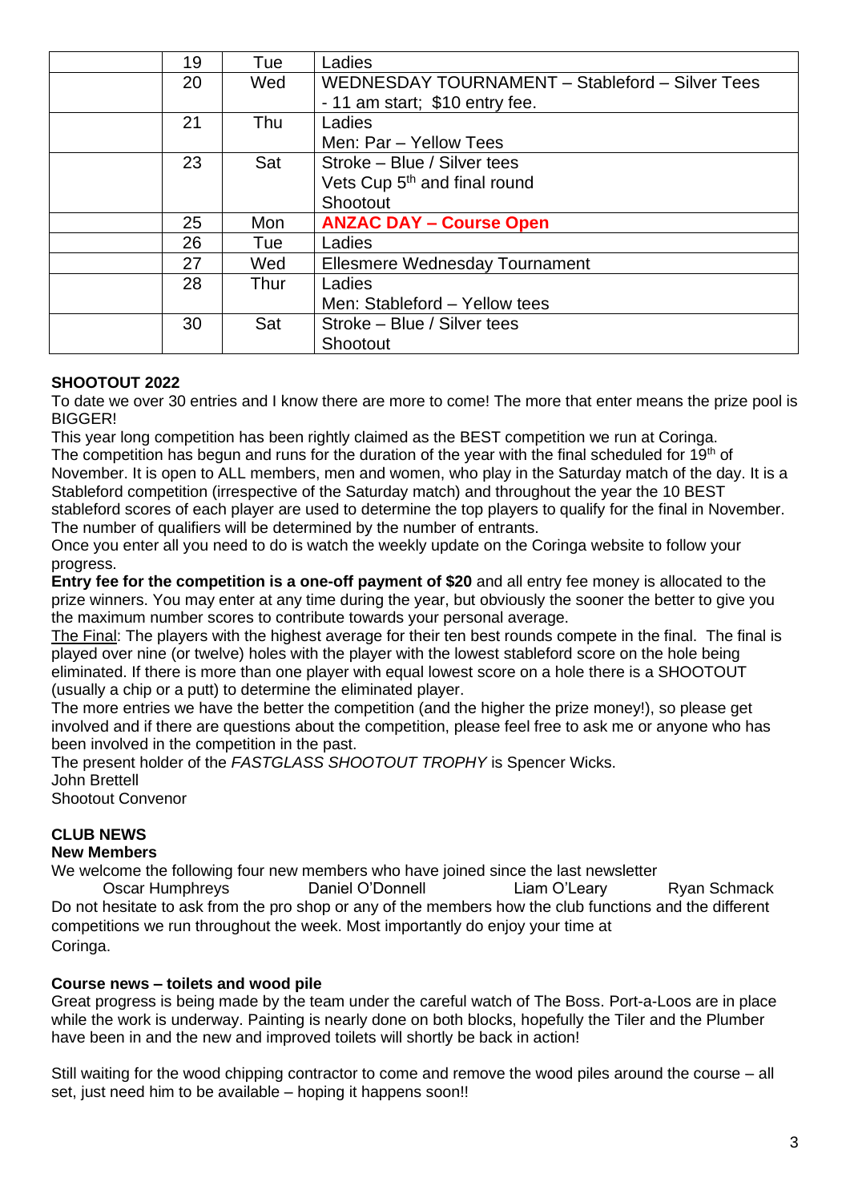|  | 19 | Tue | Ladies |
|---|---|---|---|
|  | 20 | Wed | WEDNESDAY TOURNAMENT – Stableford – Silver Tees - 11 am start; $10 entry fee. |
|  | 21 | Thu | Ladies<br>Men: Par – Yellow Tees |
|  | 23 | Sat | Stroke – Blue / Silver tees<br>Vets Cup 5th and final round<br>Shootout |
|  | 25 | Mon | **ANZAC DAY – Course Open** |
|  | 26 | Tue | Ladies |
|  | 27 | Wed | Ellesmere Wednesday Tournament |
|  | 28 | Thur | Ladies<br>Men: Stableford – Yellow tees |
|  | 30 | Sat | Stroke – Blue / Silver tees<br>Shootout |

**SHOOTOUT 2022**

To date we over 30 entries and I know there are more to come! The more that enter means the prize pool is BIGGER!

This year long competition has been rightly claimed as the BEST competition we run at Coringa.
The competition has begun and runs for the duration of the year with the final scheduled for 19th of November. It is open to ALL members, men and women, who play in the Saturday match of the day. It is a Stableford competition (irrespective of the Saturday match) and throughout the year the 10 BEST stableford scores of each player are used to determine the top players to qualify for the final in November. The number of qualifiers will be determined by the number of entrants.

Once you enter all you need to do is watch the weekly update on the Coringa website to follow your progress.

**Entry fee for the competition is a one-off payment of $20** and all entry fee money is allocated to the prize winners. You may enter at any time during the year, but obviously the sooner the better to give you the maximum number scores to contribute towards your personal average.

The Final: The players with the highest average for their ten best rounds compete in the final. The final is played over nine (or twelve) holes with the player with the lowest stableford score on the hole being eliminated. If there is more than one player with equal lowest score on a hole there is a SHOOTOUT (usually a chip or a putt) to determine the eliminated player.

The more entries we have the better the competition (and the higher the prize money!), so please get involved and if there are questions about the competition, please feel free to ask me or anyone who has been involved in the competition in the past.

The present holder of the *FASTGLASS SHOOTOUT TROPHY* is Spencer Wicks.

John Brettell
Shootout Convenor

**CLUB NEWS**

**New Members**

We welcome the following four new members who have joined since the last newsletter

Oscar Humphreys    Daniel O'Donnell    Liam O'Leary    Ryan Schmack

Do not hesitate to ask from the pro shop or any of the members how the club functions and the different competitions we run throughout the week. Most importantly do enjoy your time at Coringa.

**Course news – toilets and wood pile**

Great progress is being made by the team under the careful watch of The Boss. Port-a-Loos are in place while the work is underway. Painting is nearly done on both blocks, hopefully the Tiler and the Plumber have been in and the new and improved toilets will shortly be back in action!

Still waiting for the wood chipping contractor to come and remove the wood piles around the course – all set, just need him to be available – hoping it happens soon!!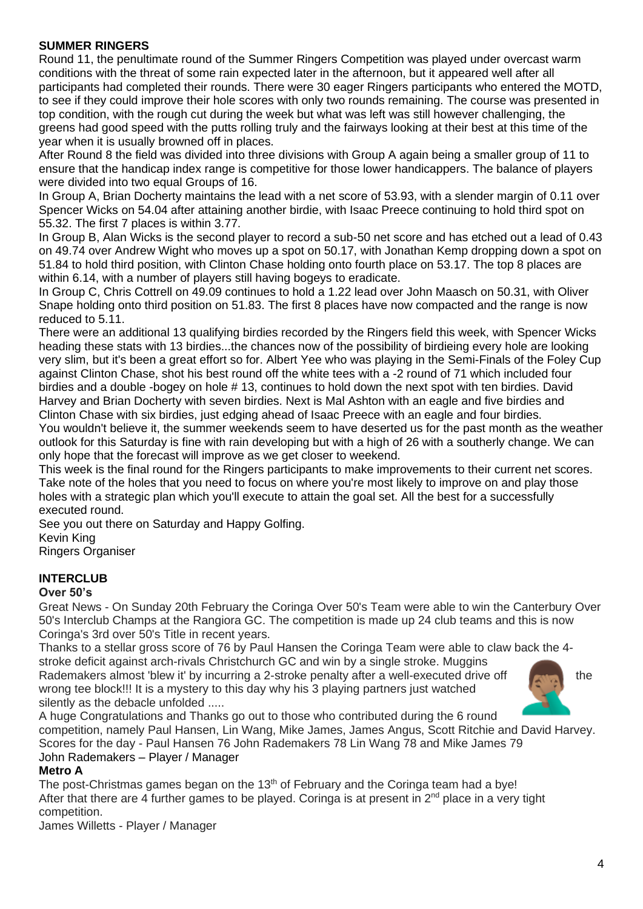## SUMMER RINGERS

Round 11, the penultimate round of the Summer Ringers Competition was played under overcast warm conditions with the threat of some rain expected later in the afternoon, but it appeared well after all participants had completed their rounds. There were 30 eager Ringers participants who entered the MOTD, to see if they could improve their hole scores with only two rounds remaining. The course was presented in top condition, with the rough cut during the week but what was left was still however challenging, the greens had good speed with the putts rolling truly and the fairways looking at their best at this time of the year when it is usually browned off in places.

After Round 8 the field was divided into three divisions with Group A again being a smaller group of 11 to ensure that the handicap index range is competitive for those lower handicappers. The balance of players were divided into two equal Groups of 16.

In Group A, Brian Docherty maintains the lead with a net score of 53.93, with a slender margin of 0.11 over Spencer Wicks on 54.04 after attaining another birdie, with Isaac Preece continuing to hold third spot on 55.32. The first 7 places is within 3.77.

In Group B, Alan Wicks is the second player to record a sub-50 net score and has etched out a lead of 0.43 on 49.74 over Andrew Wight who moves up a spot on 50.17, with Jonathan Kemp dropping down a spot on 51.84 to hold third position, with Clinton Chase holding onto fourth place on 53.17. The top 8 places are within 6.14, with a number of players still having bogeys to eradicate.

In Group C, Chris Cottrell on 49.09 continues to hold a 1.22 lead over John Maasch on 50.31, with Oliver Snape holding onto third position on 51.83. The first 8 places have now compacted and the range is now reduced to 5.11.

There were an additional 13 qualifying birdies recorded by the Ringers field this week, with Spencer Wicks heading these stats with 13 birdies...the chances now of the possibility of birdieing every hole are looking very slim, but it's been a great effort so for. Albert Yee who was playing in the Semi-Finals of the Foley Cup against Clinton Chase, shot his best round off the white tees with a -2 round of 71 which included four birdies and a double -bogey on hole # 13, continues to hold down the next spot with ten birdies. David Harvey and Brian Docherty with seven birdies. Next is Mal Ashton with an eagle and five birdies and Clinton Chase with six birdies, just edging ahead of Isaac Preece with an eagle and four birdies.

You wouldn't believe it, the summer weekends seem to have deserted us for the past month as the weather outlook for this Saturday is fine with rain developing but with a high of 26 with a southerly change. We can only hope that the forecast will improve as we get closer to weekend.

This week is the final round for the Ringers participants to make improvements to their current net scores. Take note of the holes that you need to focus on where you're most likely to improve on and play those holes with a strategic plan which you'll execute to attain the goal set. All the best for a successfully executed round.

See you out there on Saturday and Happy Golfing.

Kevin King
Ringers Organiser

## INTERCLUB

### Over 50's

Great News - On Sunday 20th February the Coringa Over 50's Team were able to win the Canterbury Over 50's Interclub Champs at the Rangiora GC. The competition is made up 24 club teams and this is now Coringa's 3rd over 50's Title in recent years.

Thanks to a stellar gross score of 76 by Paul Hansen the Coringa Team were able to claw back the 4-stroke deficit against arch-rivals Christchurch GC and win by a single stroke. Muggins Rademakers almost 'blew it' by incurring a 2-stroke penalty after a well-executed drive off the wrong tee block!!! It is a mystery to this day why his 3 playing partners just watched silently as the debacle unfolded .....

A huge Congratulations and Thanks go out to those who contributed during the 6 round competition, namely Paul Hansen, Lin Wang, Mike James, James Angus, Scott Ritchie and David Harvey.

Scores for the day - Paul Hansen 76 John Rademakers 78 Lin Wang 78 and Mike James 79

John Rademakers – Player / Manager

### Metro A

The post-Christmas games began on the 13th of February and the Coringa team had a bye!

After that there are 4 further games to be played. Coringa is at present in 2nd place in a very tight competition.

James Willetts - Player / Manager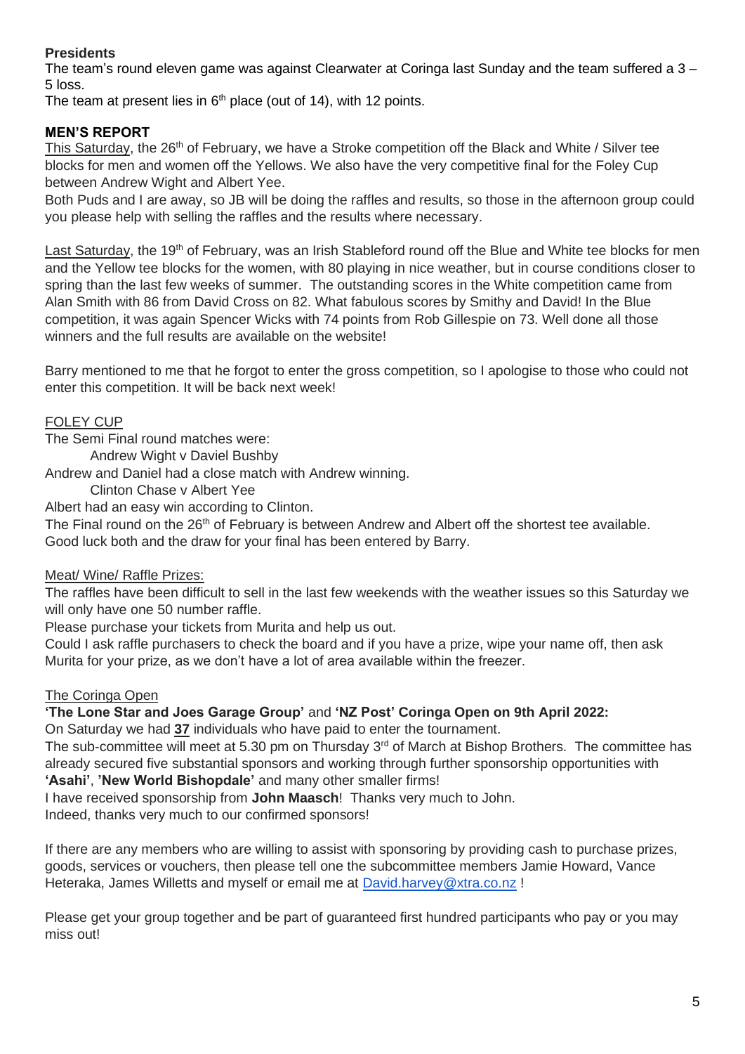**Presidents**

The team's round eleven game was against Clearwater at Coringa last Sunday and the team suffered a 3 – 5 loss.

The team at present lies in 6th place (out of 14), with 12 points.

## MEN'S REPORT

This Saturday, the 26th of February, we have a Stroke competition off the Black and White / Silver tee blocks for men and women off the Yellows. We also have the very competitive final for the Foley Cup between Andrew Wight and Albert Yee.

Both Puds and I are away, so JB will be doing the raffles and results, so those in the afternoon group could you please help with selling the raffles and the results where necessary.

Last Saturday, the 19th of February, was an Irish Stableford round off the Blue and White tee blocks for men and the Yellow tee blocks for the women, with 80 playing in nice weather, but in course conditions closer to spring than the last few weeks of summer. The outstanding scores in the White competition came from Alan Smith with 86 from David Cross on 82. What fabulous scores by Smithy and David! In the Blue competition, it was again Spencer Wicks with 74 points from Rob Gillespie on 73. Well done all those winners and the full results are available on the website!

Barry mentioned to me that he forgot to enter the gross competition, so I apologise to those who could not enter this competition. It will be back next week!

FOLEY CUP

The Semi Final round matches were:

Andrew Wight v Daviel Bushby

Andrew and Daniel had a close match with Andrew winning.

Clinton Chase v Albert Yee

Albert had an easy win according to Clinton.

The Final round on the 26th of February is between Andrew and Albert off the shortest tee available. Good luck both and the draw for your final has been entered by Barry.

Meat/ Wine/ Raffle Prizes:

The raffles have been difficult to sell in the last few weekends with the weather issues so this Saturday we will only have one 50 number raffle.

Please purchase your tickets from Murita and help us out.

Could I ask raffle purchasers to check the board and if you have a prize, wipe your name off, then ask Murita for your prize, as we don't have a lot of area available within the freezer.

The Coringa Open

**'The Lone Star and Joes Garage Group'** and **'NZ Post' Coringa Open on 9th April 2022:**

On Saturday we had **37** individuals who have paid to enter the tournament.

The sub-committee will meet at 5.30 pm on Thursday 3rd of March at Bishop Brothers. The committee has already secured five substantial sponsors and working through further sponsorship opportunities with **'Asahi'**, **'New World Bishopdale'** and many other smaller firms!

I have received sponsorship from **John Maasch**! Thanks very much to John.

Indeed, thanks very much to our confirmed sponsors!

If there are any members who are willing to assist with sponsoring by providing cash to purchase prizes, goods, services or vouchers, then please tell one the subcommittee members Jamie Howard, Vance Heteraka, James Willetts and myself or email me at David.harvey@xtra.co.nz !

Please get your group together and be part of guaranteed first hundred participants who pay or you may miss out!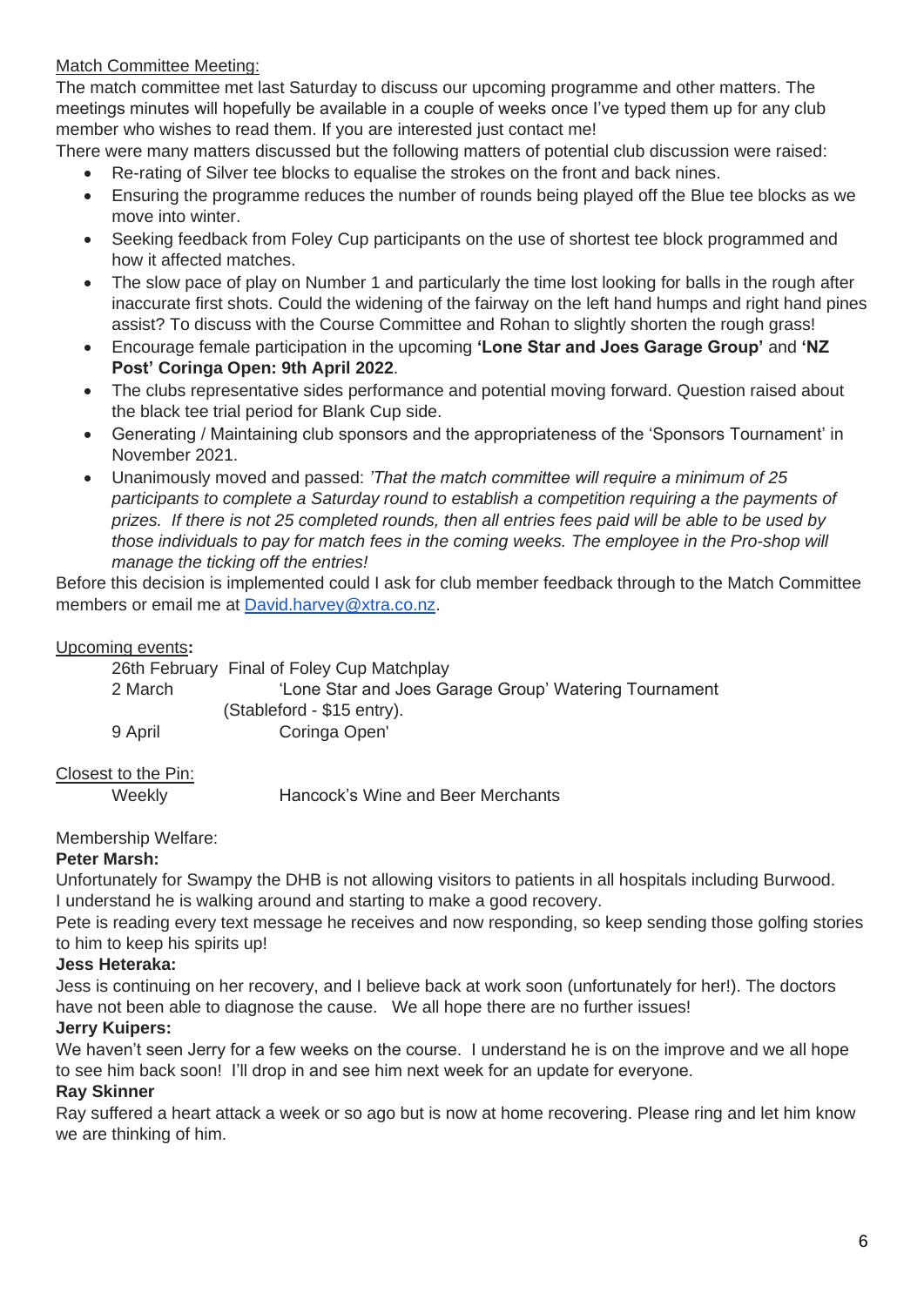Match Committee Meeting:

The match committee met last Saturday to discuss our upcoming programme and other matters. The meetings minutes will hopefully be available in a couple of weeks once I've typed them up for any club member who wishes to read them. If you are interested just contact me!

There were many matters discussed but the following matters of potential club discussion were raised:

- Re-rating of Silver tee blocks to equalise the strokes on the front and back nines.
- Ensuring the programme reduces the number of rounds being played off the Blue tee blocks as we move into winter.
- Seeking feedback from Foley Cup participants on the use of shortest tee block programmed and how it affected matches.
- The slow pace of play on Number 1 and particularly the time lost looking for balls in the rough after inaccurate first shots. Could the widening of the fairway on the left hand humps and right hand pines assist? To discuss with the Course Committee and Rohan to slightly shorten the rough grass!
- Encourage female participation in the upcoming **'Lone Star and Joes Garage Group'** and **'NZ Post' Coringa Open: 9th April 2022**.
- The clubs representative sides performance and potential moving forward. Question raised about the black tee trial period for Blank Cup side.
- Generating / Maintaining club sponsors and the appropriateness of the 'Sponsors Tournament' in November 2021.
- Unanimously moved and passed: *'That the match committee will require a minimum of 25 participants to complete a Saturday round to establish a competition requiring a the payments of prizes. If there is not 25 completed rounds, then all entries fees paid will be able to be used by those individuals to pay for match fees in the coming weeks. The employee in the Pro-shop will manage the ticking off the entries!*

Before this decision is implemented could I ask for club member feedback through to the Match Committee members or email me at David.harvey@xtra.co.nz.

Upcoming events**:**

| | |
|---|---|
| 26th February | Final of Foley Cup Matchplay |
| 2 March | 'Lone Star and Joes Garage Group' Watering Tournament (Stableford - $15 entry). |
| 9 April | Coringa Open' |

Closest to the Pin:

| | |
|---|---|
| Weekly | Hancock's Wine and Beer Merchants |

Membership Welfare:

**Peter Marsh:**

Unfortunately for Swampy the DHB is not allowing visitors to patients in all hospitals including Burwood. I understand he is walking around and starting to make a good recovery.

Pete is reading every text message he receives and now responding, so keep sending those golfing stories to him to keep his spirits up!

**Jess Heteraka:**

Jess is continuing on her recovery, and I believe back at work soon (unfortunately for her!). The doctors have not been able to diagnose the cause. We all hope there are no further issues!

**Jerry Kuipers:**

We haven't seen Jerry for a few weeks on the course. I understand he is on the improve and we all hope to see him back soon! I'll drop in and see him next week for an update for everyone.

**Ray Skinner**

Ray suffered a heart attack a week or so ago but is now at home recovering. Please ring and let him know we are thinking of him.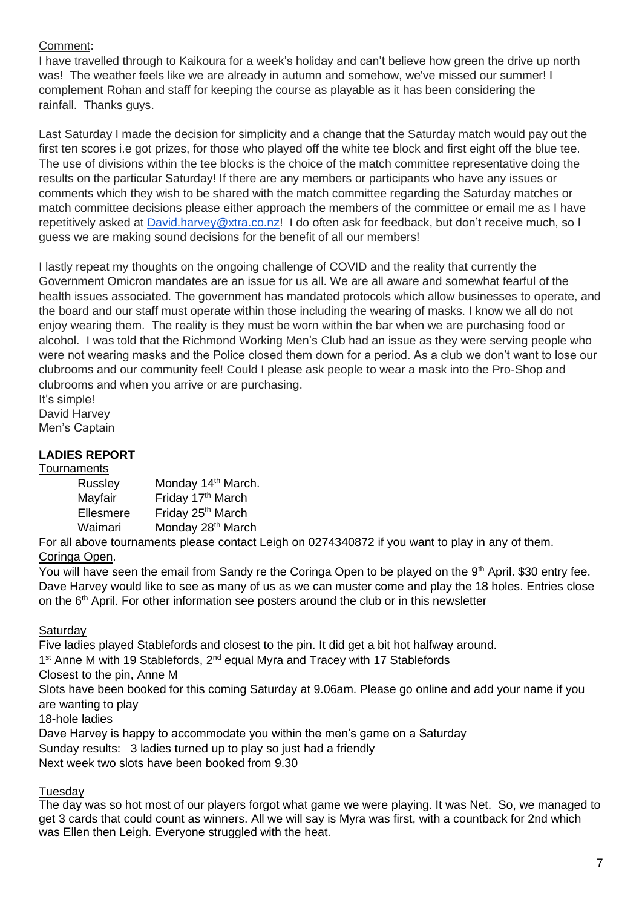Comment**:**

I have travelled through to Kaikoura for a week's holiday and can't believe how green the drive up north was! The weather feels like we are already in autumn and somehow, we've missed our summer! I complement Rohan and staff for keeping the course as playable as it has been considering the rainfall. Thanks guys.

Last Saturday I made the decision for simplicity and a change that the Saturday match would pay out the first ten scores i.e got prizes, for those who played off the white tee block and first eight off the blue tee. The use of divisions within the tee blocks is the choice of the match committee representative doing the results on the particular Saturday! If there are any members or participants who have any issues or comments which they wish to be shared with the match committee regarding the Saturday matches or match committee decisions please either approach the members of the committee or email me as I have repetitively asked at David.harvey@xtra.co.nz! I do often ask for feedback, but don't receive much, so I guess we are making sound decisions for the benefit of all our members!

I lastly repeat my thoughts on the ongoing challenge of COVID and the reality that currently the Government Omicron mandates are an issue for us all. We are all aware and somewhat fearful of the health issues associated. The government has mandated protocols which allow businesses to operate, and the board and our staff must operate within those including the wearing of masks. I know we all do not enjoy wearing them. The reality is they must be worn within the bar when we are purchasing food or alcohol. I was told that the Richmond Working Men's Club had an issue as they were serving people who were not wearing masks and the Police closed them down for a period. As a club we don't want to lose our clubrooms and our community feel! Could I please ask people to wear a mask into the Pro-Shop and clubrooms and when you arrive or are purchasing.
It's simple!
David Harvey
Men's Captain

**LADIES REPORT**

Tournaments

| | |
|---|---|
| Russley | Monday 14th March. |
| Mayfair | Friday 17th March |
| Ellesmere | Friday 25th March |
| Waimari | Monday 28th March |

For all above tournaments please contact Leigh on 0274340872 if you want to play in any of them.

Coringa Open.

You will have seen the email from Sandy re the Coringa Open to be played on the 9th April. $30 entry fee. Dave Harvey would like to see as many of us as we can muster come and play the 18 holes. Entries close on the 6th April. For other information see posters around the club or in this newsletter

Saturday

Five ladies played Stablefords and closest to the pin. It did get a bit hot halfway around.
1st Anne M with 19 Stablefords, 2nd equal Myra and Tracey with 17 Stablefords
Closest to the pin, Anne M
Slots have been booked for this coming Saturday at 9.06am. Please go online and add your name if you are wanting to play

18-hole ladies

Dave Harvey is happy to accommodate you within the men's game on a Saturday
Sunday results: 3 ladies turned up to play so just had a friendly
Next week two slots have been booked from 9.30

Tuesday

The day was so hot most of our players forgot what game we were playing. It was Net. So, we managed to get 3 cards that could count as winners. All we will say is Myra was first, with a countback for 2nd which was Ellen then Leigh. Everyone struggled with the heat.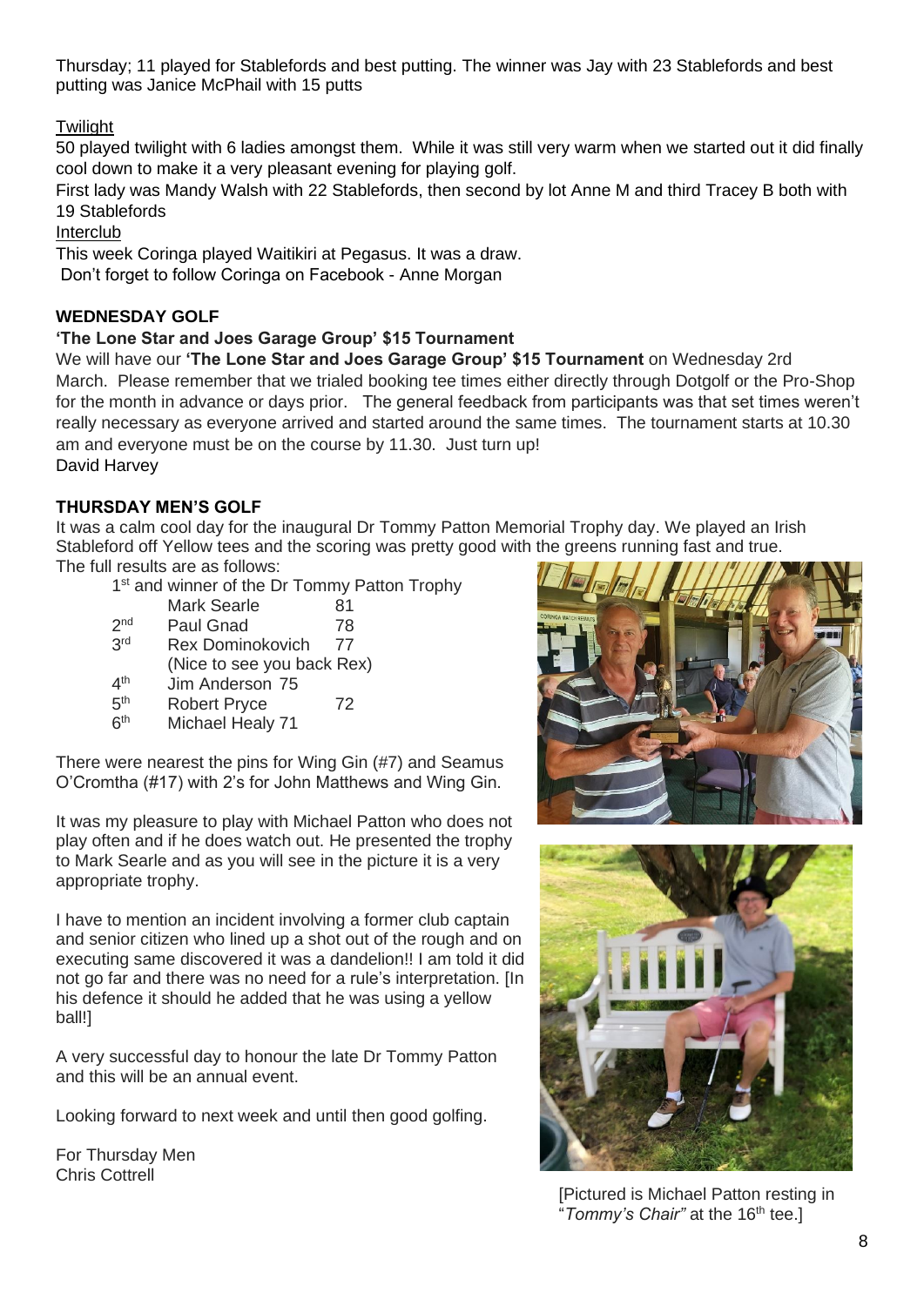Thursday; 11 played for Stablefords and best putting. The winner was Jay with 23 Stablefords and best putting was Janice McPhail with 15 putts

Twilight

50 played twilight with 6 ladies amongst them. While it was still very warm when we started out it did finally cool down to make it a very pleasant evening for playing golf.

First lady was Mandy Walsh with 22 Stablefords, then second by lot Anne M and third Tracey B both with 19 Stablefords

Interclub

This week Coringa played Waitikiri at Pegasus. It was a draw.

Don't forget to follow Coringa on Facebook - Anne Morgan

## WEDNESDAY GOLF

### 'The Lone Star and Joes Garage Group' $15 Tournament

We will have our **'The Lone Star and Joes Garage Group' $15 Tournament** on Wednesday 2rd March. Please remember that we trialed booking tee times either directly through Dotgolf or the Pro-Shop for the month in advance or days prior. The general feedback from participants was that set times weren't really necessary as everyone arrived and started around the same times. The tournament starts at 10.30 am and everyone must be on the course by 11.30. Just turn up!

David Harvey

## THURSDAY MEN'S GOLF

It was a calm cool day for the inaugural Dr Tommy Patton Memorial Trophy day. We played an Irish Stableford off Yellow tees and the scoring was pretty good with the greens running fast and true.

The full results are as follows:

1st and winner of the Dr Tommy Patton Trophy
Mark Searle 81
2nd Paul Gnad 78
3rd Rex Dominokovich 77
(Nice to see you back Rex)
4th Jim Anderson 75
5th Robert Pryce 72
6th Michael Healy 71

There were nearest the pins for Wing Gin (#7) and Seamus O'Cromtha (#17) with 2's for John Matthews and Wing Gin.

It was my pleasure to play with Michael Patton who does not play often and if he does watch out. He presented the trophy to Mark Searle and as you will see in the picture it is a very appropriate trophy.

I have to mention an incident involving a former club captain and senior citizen who lined up a shot out of the rough and on executing same discovered it was a dandelion!! I am told it did not go far and there was no need for a rule's interpretation. [In his defence it should he added that he was using a yellow ball!]

A very successful day to honour the late Dr Tommy Patton and this will be an annual event.

Looking forward to next week and until then good golfing.

For Thursday Men
Chris Cottrell

[Pictured is Michael Patton resting in "*Tommy's Chair"* at the 16th tee.]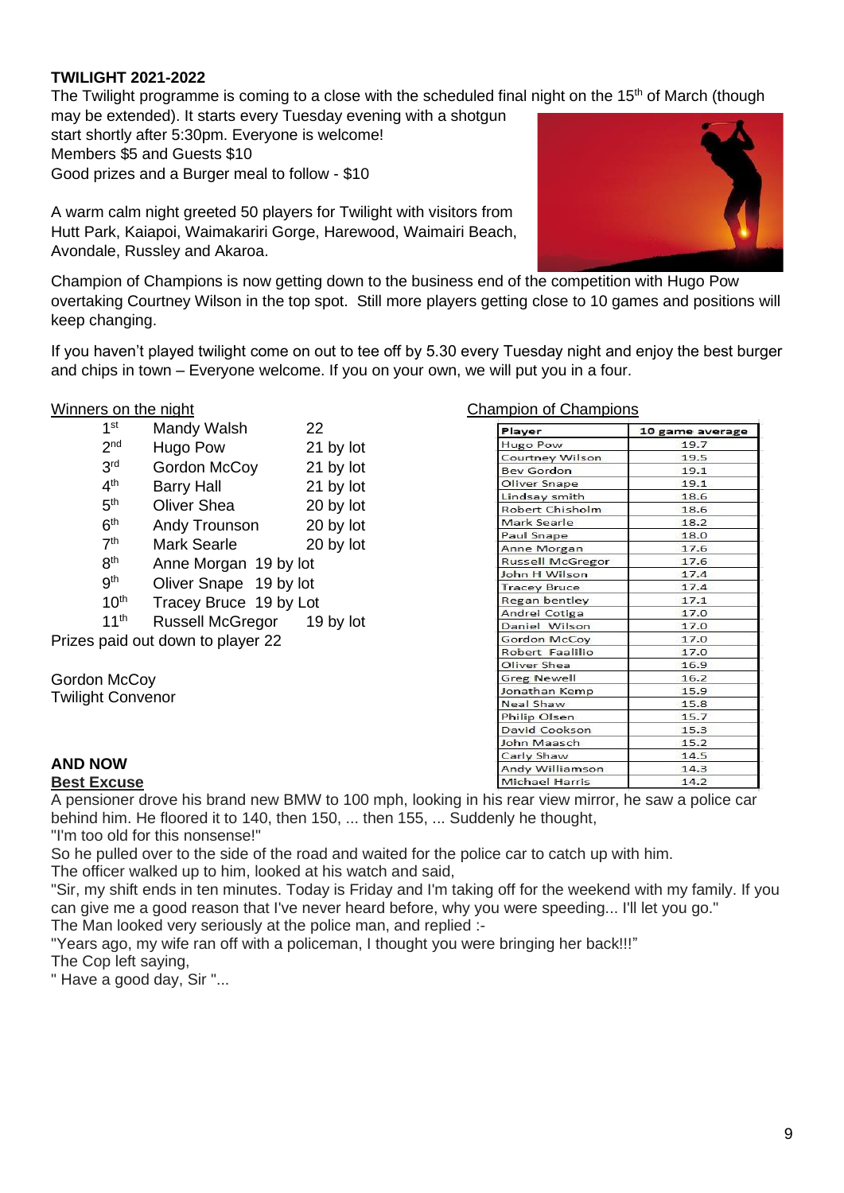**TWILIGHT 2021-2022**

The Twilight programme is coming to a close with the scheduled final night on the 15th of March (though may be extended). It starts every Tuesday evening with a shotgun start shortly after 5:30pm. Everyone is welcome!
Members $5 and Guests $10
Good prizes and a Burger meal to follow - $10

A warm calm night greeted 50 players for Twilight with visitors from Hutt Park, Kaiapoi, Waimakariri Gorge, Harewood, Waimairi Beach, Avondale, Russley and Akaroa.

Champion of Champions is now getting down to the business end of the competition with Hugo Pow overtaking Courtney Wilson in the top spot. Still more players getting close to 10 games and positions will keep changing.

If you haven't played twilight come on out to tee off by 5.30 every Tuesday night and enjoy the best burger and chips in town – Everyone welcome. If you on your own, we will put you in a four.

Winners on the night

| | | |
|---|---|---|
| 1st | Mandy Walsh | 22 |
| 2nd | Hugo Pow | 21 by lot |
| 3rd | Gordon McCoy | 21 by lot |
| 4th | Barry Hall | 21 by lot |
| 5th | Oliver Shea | 20 by lot |
| 6th | Andy Trounson | 20 by lot |
| 7th | Mark Searle | 20 by lot |
| 8th | Anne Morgan | 19 by lot |
| 9th | Oliver Snape | 19 by lot |
| 10th | Tracey Bruce | 19 by Lot |
| 11th | Russell McGregor | 19 by lot |

Prizes paid out down to player 22

Gordon McCoy
Twilight Convenor

Champion of Champions

| Player | 10 game average |
|---|---|
| Hugo Pow | 19.7 |
| Courtney Wilson | 19.5 |
| Bev Gordon | 19.1 |
| Oliver Snape | 19.1 |
| Lindsay smith | 18.6 |
| Robert Chisholm | 18.6 |
| Mark Searle | 18.2 |
| Paul Snape | 18.0 |
| Anne Morgan | 17.6 |
| Russell McGregor | 17.6 |
| John H Wilson | 17.4 |
| Tracey Bruce | 17.4 |
| Regan bentley | 17.1 |
| Andrei Cotiga | 17.0 |
| Daniel Wilson | 17.0 |
| Gordon McCoy | 17.0 |
| Robert Faalilio | 17.0 |
| Oliver Shea | 16.9 |
| Greg Newell | 16.2 |
| Jonathan Kemp | 15.9 |
| Neal Shaw | 15.8 |
| Philip Olsen | 15.7 |
| David Cookson | 15.3 |
| John Maasch | 15.2 |
| Carly Shaw | 14.5 |
| Andy Williamson | 14.3 |
| Michael Harris | 14.2 |

**AND NOW**

**Best Excuse**

A pensioner drove his brand new BMW to 100 mph, looking in his rear view mirror, he saw a police car behind him. He floored it to 140, then 150, ... then 155, ... Suddenly he thought,
"I'm too old for this nonsense!"
So he pulled over to the side of the road and waited for the police car to catch up with him.
The officer walked up to him, looked at his watch and said,
"Sir, my shift ends in ten minutes. Today is Friday and I'm taking off for the weekend with my family. If you can give me a good reason that I've never heard before, why you were speeding... I'll let you go."
The Man looked very seriously at the police man, and replied :-
"Years ago, my wife ran off with a policeman, I thought you were bringing her back!!!"
The Cop left saying,
" Have a good day, Sir "...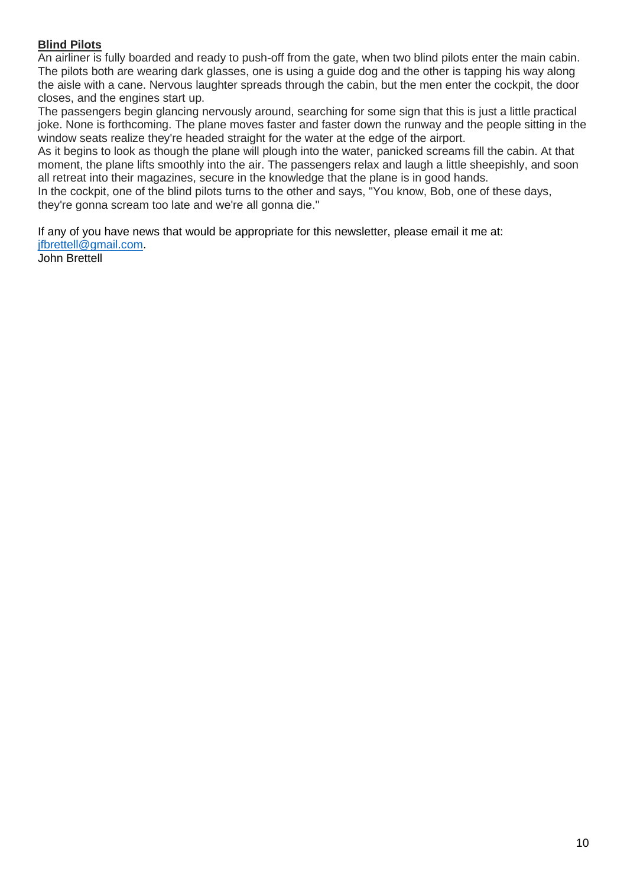**Blind Pilots**

An airliner is fully boarded and ready to push-off from the gate, when two blind pilots enter the main cabin. The pilots both are wearing dark glasses, one is using a guide dog and the other is tapping his way along the aisle with a cane. Nervous laughter spreads through the cabin, but the men enter the cockpit, the door closes, and the engines start up.

The passengers begin glancing nervously around, searching for some sign that this is just a little practical joke. None is forthcoming. The plane moves faster and faster down the runway and the people sitting in the window seats realize they're headed straight for the water at the edge of the airport.

As it begins to look as though the plane will plough into the water, panicked screams fill the cabin. At that moment, the plane lifts smoothly into the air. The passengers relax and laugh a little sheepishly, and soon all retreat into their magazines, secure in the knowledge that the plane is in good hands.

In the cockpit, one of the blind pilots turns to the other and says, "You know, Bob, one of these days, they're gonna scream too late and we're all gonna die."

If any of you have news that would be appropriate for this newsletter, please email it me at: jfbrettell@gmail.com.

John Brettell